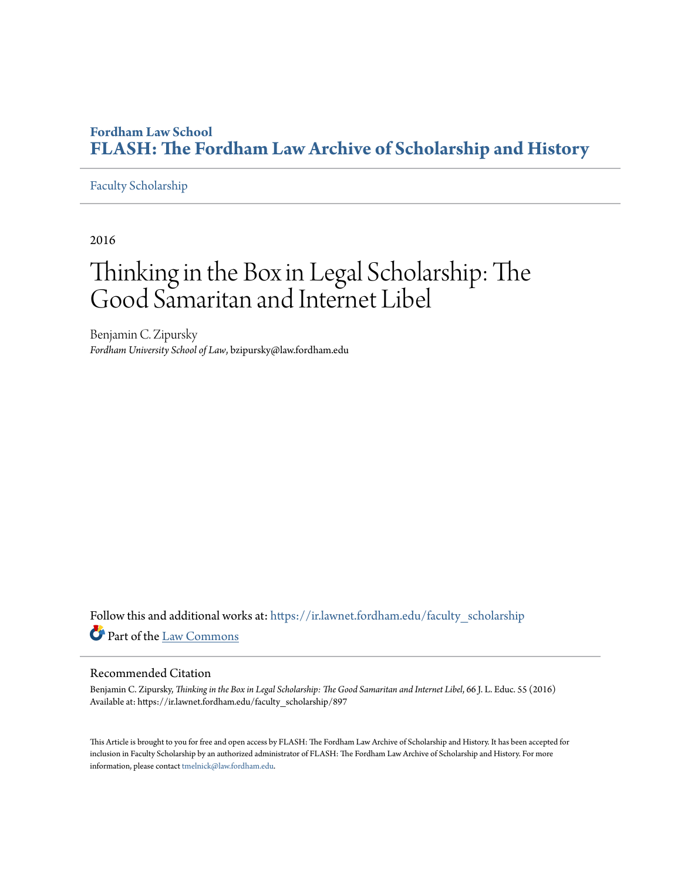Fordham Law School

# FLASH: The Fordham Law Archive of Scholarship and History

Faculty Scholarship

2016

# Thinking in the Box in Legal Scholarship: The Good Samaritan and Internet Libel

Benjamin C. Zipursky
*Fordham University School of Law*, bzipursky@law.fordham.edu

Follow this and additional works at: https://ir.lawnet.fordham.edu/faculty_scholarship

Part of the Law Commons

## Recommended Citation

Benjamin C. Zipursky, *Thinking in the Box in Legal Scholarship: The Good Samaritan and Internet Libel*, 66 J. L. Educ. 55 (2016)
Available at: https://ir.lawnet.fordham.edu/faculty_scholarship/897

This Article is brought to you for free and open access by FLASH: The Fordham Law Archive of Scholarship and History. It has been accepted for inclusion in Faculty Scholarship by an authorized administrator of FLASH: The Fordham Law Archive of Scholarship and History. For more information, please contact tmelnick@law.fordham.edu.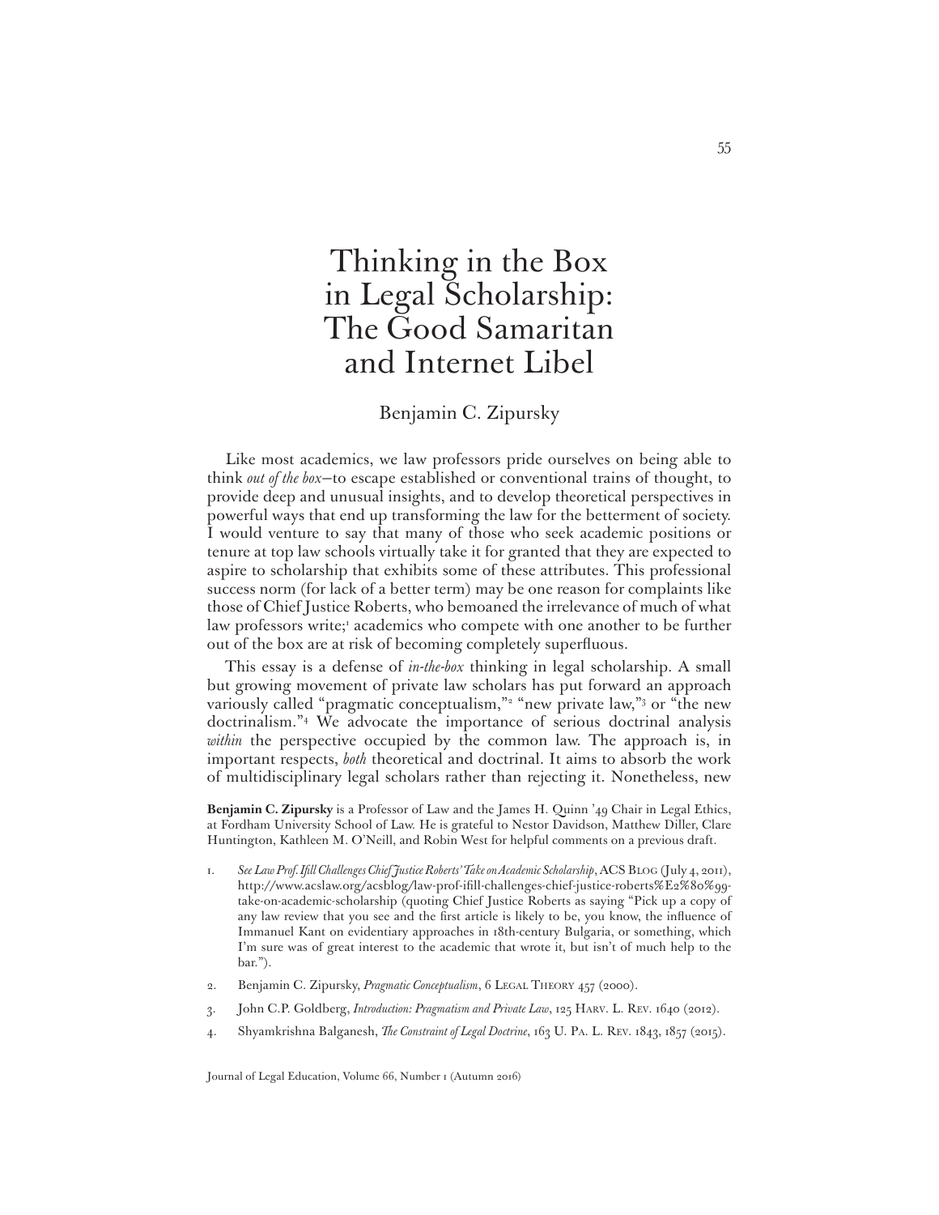# Thinking in the Box in Legal Scholarship: The Good Samaritan and Internet Libel

Benjamin C. Zipursky

Like most academics, we law professors pride ourselves on being able to think *out of the box*—to escape established or conventional trains of thought, to provide deep and unusual insights, and to develop theoretical perspectives in powerful ways that end up transforming the law for the betterment of society. I would venture to say that many of those who seek academic positions or tenure at top law schools virtually take it for granted that they are expected to aspire to scholarship that exhibits some of these attributes. This professional success norm (for lack of a better term) may be one reason for complaints like those of Chief Justice Roberts, who bemoaned the irrelevance of much of what law professors write;[1] academics who compete with one another to be further out of the box are at risk of becoming completely superfluous.

This essay is a defense of *in-the-box* thinking in legal scholarship. A small but growing movement of private law scholars has put forward an approach variously called "pragmatic conceptualism,"[2] "new private law,"[3] or "the new doctrinalism."[4] We advocate the importance of serious doctrinal analysis *within* the perspective occupied by the common law. The approach is, in important respects, *both* theoretical and doctrinal. It aims to absorb the work of multidisciplinary legal scholars rather than rejecting it. Nonetheless, new

**Benjamin C. Zipursky** is a Professor of Law and the James H. Quinn '49 Chair in Legal Ethics, at Fordham University School of Law. He is grateful to Nestor Davidson, Matthew Diller, Clare Huntington, Kathleen M. O'Neill, and Robin West for helpful comments on a previous draft.

1. *See Law Prof. Ifill Challenges Chief Justice Roberts' Take on Academic Scholarship*, ACS Blog (July 4, 2011), http://www.acslaw.org/acsblog/law-prof-ifill-challenges-chief-justice-roberts%E2%80%99-take-on-academic-scholarship (quoting Chief Justice Roberts as saying "Pick up a copy of any law review that you see and the first article is likely to be, you know, the influence of Immanuel Kant on evidentiary approaches in 18th-century Bulgaria, or something, which I'm sure was of great interest to the academic that wrote it, but isn't of much help to the bar.").

2. Benjamin C. Zipursky, *Pragmatic Conceptualism*, 6 Legal Theory 457 (2000).

3. John C.P. Goldberg, *Introduction: Pragmatism and Private Law*, 125 Harv. L. Rev. 1640 (2012).

4. Shyamkrishna Balganesh, *The Constraint of Legal Doctrine*, 163 U. Pa. L. Rev. 1843, 1857 (2015).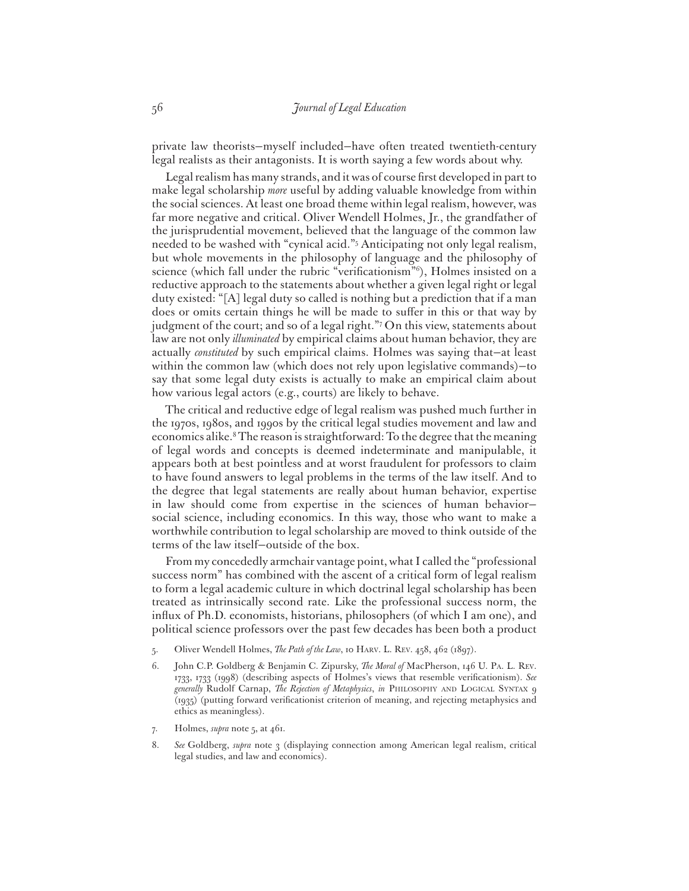private law theorists—myself included—have often treated twentieth-century legal realists as their antagonists. It is worth saying a few words about why.

Legal realism has many strands, and it was of course first developed in part to make legal scholarship *more* useful by adding valuable knowledge from within the social sciences. At least one broad theme within legal realism, however, was far more negative and critical. Oliver Wendell Holmes, Jr., the grandfather of the jurisprudential movement, believed that the language of the common law needed to be washed with "cynical acid."[5] Anticipating not only legal realism, but whole movements in the philosophy of language and the philosophy of science (which fall under the rubric "verificationism"[6]), Holmes insisted on a reductive approach to the statements about whether a given legal right or legal duty existed: "[A] legal duty so called is nothing but a prediction that if a man does or omits certain things he will be made to suffer in this or that way by judgment of the court; and so of a legal right."[7] On this view, statements about law are not only *illuminated* by empirical claims about human behavior, they are actually *constituted* by such empirical claims. Holmes was saying that—at least within the common law (which does not rely upon legislative commands)—to say that some legal duty exists is actually to make an empirical claim about how various legal actors (e.g., courts) are likely to behave.

The critical and reductive edge of legal realism was pushed much further in the 1970s, 1980s, and 1990s by the critical legal studies movement and law and economics alike.[8] The reason is straightforward: To the degree that the meaning of legal words and concepts is deemed indeterminate and manipulable, it appears both at best pointless and at worst fraudulent for professors to claim to have found answers to legal problems in the terms of the law itself. And to the degree that legal statements are really about human behavior, expertise in law should come from expertise in the sciences of human behavior—social science, including economics. In this way, those who want to make a worthwhile contribution to legal scholarship are moved to think outside of the terms of the law itself—outside of the box.

From my concededly armchair vantage point, what I called the "professional success norm" has combined with the ascent of a critical form of legal realism to form a legal academic culture in which doctrinal legal scholarship has been treated as intrinsically second rate. Like the professional success norm, the influx of Ph.D. economists, historians, philosophers (of which I am one), and political science professors over the past few decades has been both a product

5. Oliver Wendell Holmes, *The Path of the Law*, 10 Harv. L. Rev. 458, 462 (1897).

6. John C.P. Goldberg & Benjamin C. Zipursky, *The Moral of* MacPherson, 146 U. Pa. L. Rev. 1733, 1733 (1998) (describing aspects of Holmes's views that resemble verificationism). *See generally* Rudolf Carnap, *The Rejection of Metaphysics*, *in* Philosophy and Logical Syntax 9 (1935) (putting forward verificationist criterion of meaning, and rejecting metaphysics and ethics as meaningless).

7. Holmes, *supra* note 5, at 461.

8. *See* Goldberg, *supra* note 3 (displaying connection among American legal realism, critical legal studies, and law and economics).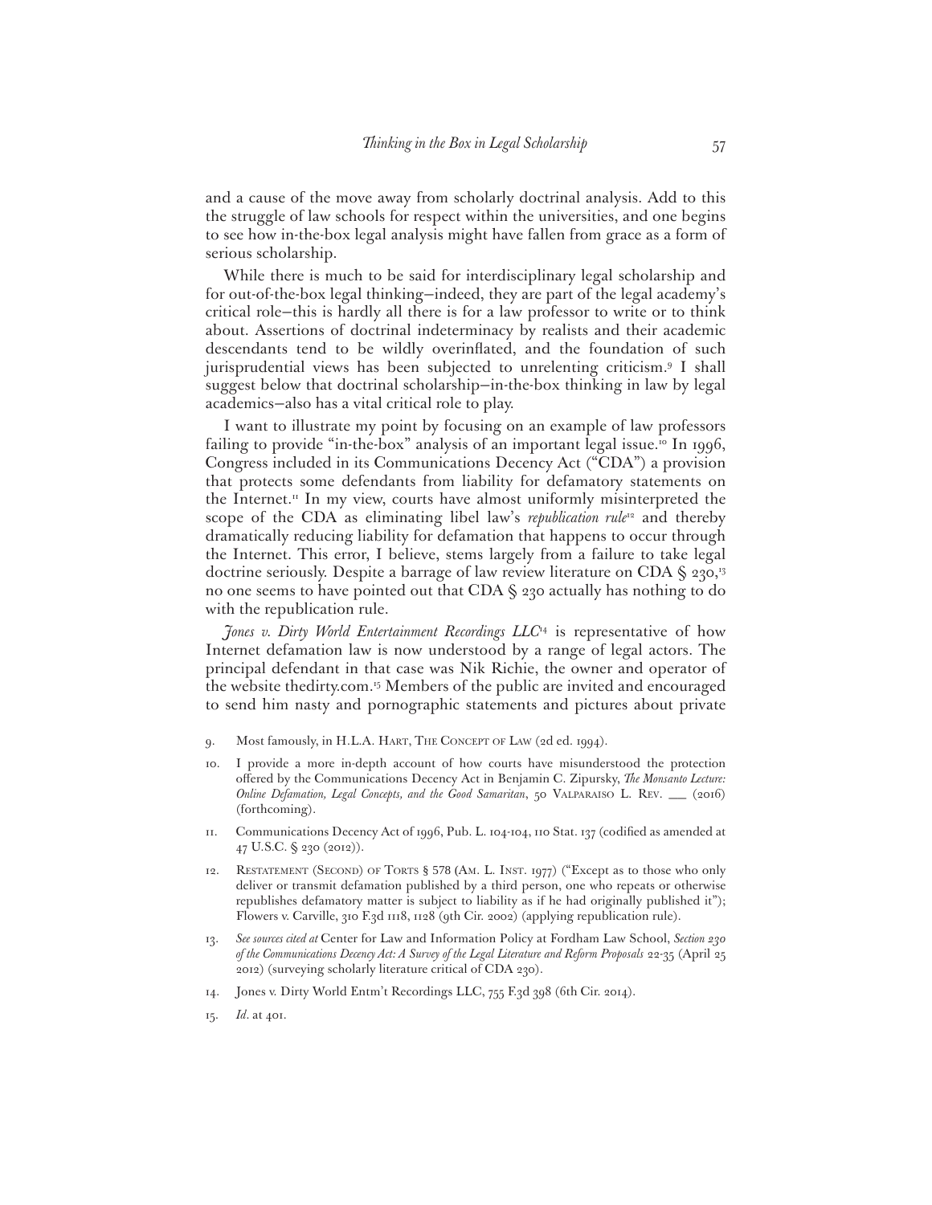and a cause of the move away from scholarly doctrinal analysis. Add to this the struggle of law schools for respect within the universities, and one begins to see how in-the-box legal analysis might have fallen from grace as a form of serious scholarship.

While there is much to be said for interdisciplinary legal scholarship and for out-of-the-box legal thinking—indeed, they are part of the legal academy's critical role—this is hardly all there is for a law professor to write or to think about. Assertions of doctrinal indeterminacy by realists and their academic descendants tend to be wildly overinflated, and the foundation of such jurisprudential views has been subjected to unrelenting criticism.[9] I shall suggest below that doctrinal scholarship—in-the-box thinking in law by legal academics—also has a vital critical role to play.

I want to illustrate my point by focusing on an example of law professors failing to provide "in-the-box" analysis of an important legal issue.[10] In 1996, Congress included in its Communications Decency Act ("CDA") a provision that protects some defendants from liability for defamatory statements on the Internet.[11] In my view, courts have almost uniformly misinterpreted the scope of the CDA as eliminating libel law's *republication rule*[12] and thereby dramatically reducing liability for defamation that happens to occur through the Internet. This error, I believe, stems largely from a failure to take legal doctrine seriously. Despite a barrage of law review literature on CDA § 230,[13] no one seems to have pointed out that CDA § 230 actually has nothing to do with the republication rule.

*Jones v. Dirty World Entertainment Recordings LLC*[14] is representative of how Internet defamation law is now understood by a range of legal actors. The principal defendant in that case was Nik Richie, the owner and operator of the website thedirty.com.[15] Members of the public are invited and encouraged to send him nasty and pornographic statements and pictures about private

9. Most famously, in H.L.A. Hart, The Concept of Law (2d ed. 1994).

10. I provide a more in-depth account of how courts have misunderstood the protection offered by the Communications Decency Act in Benjamin C. Zipursky, *The Monsanto Lecture: Online Defamation, Legal Concepts, and the Good Samaritan*, 50 Valparaiso L. Rev. \_\_\_ (2016) (forthcoming).

11. Communications Decency Act of 1996, Pub. L. 104-104, 110 Stat. 137 (codified as amended at 47 U.S.C. § 230 (2012)).

12. Restatement (Second) of Torts § 578 (Am. L. Inst. 1977) ("Except as to those who only deliver or transmit defamation published by a third person, one who repeats or otherwise republishes defamatory matter is subject to liability as if he had originally published it"); Flowers v. Carville, 310 F.3d 1118, 1128 (9th Cir. 2002) (applying republication rule).

13. *See sources cited at* Center for Law and Information Policy at Fordham Law School, *Section 230 of the Communications Decency Act: A Survey of the Legal Literature and Reform Proposals* 22-35 (April 25 2012) (surveying scholarly literature critical of CDA 230).

14. Jones v. Dirty World Entm't Recordings LLC, 755 F.3d 398 (6th Cir. 2014).

15. *Id*. at 401.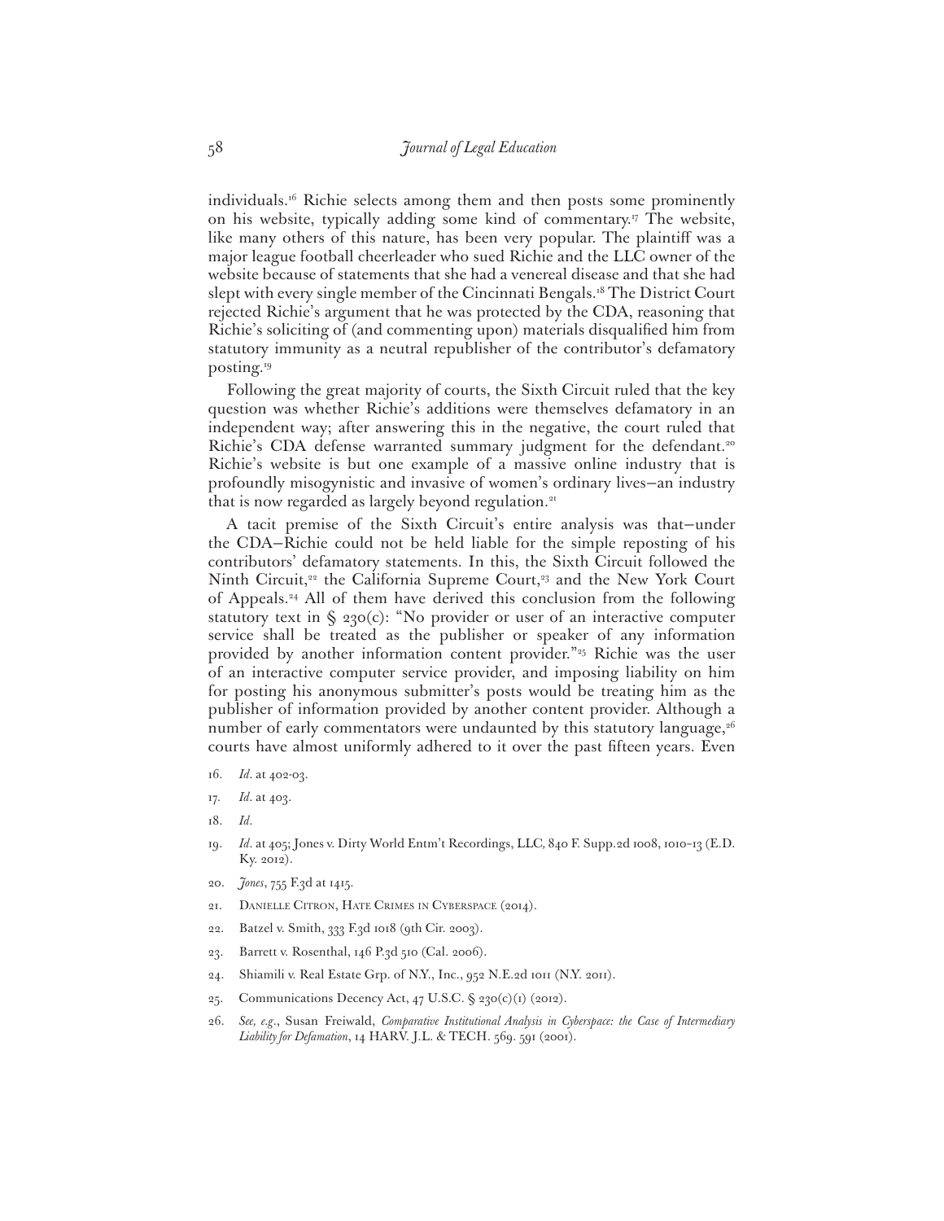individuals.[16] Richie selects among them and then posts some prominently on his website, typically adding some kind of commentary.[17] The website, like many others of this nature, has been very popular. The plaintiff was a major league football cheerleader who sued Richie and the LLC owner of the website because of statements that she had a venereal disease and that she had slept with every single member of the Cincinnati Bengals.[18] The District Court rejected Richie's argument that he was protected by the CDA, reasoning that Richie's soliciting of (and commenting upon) materials disqualified him from statutory immunity as a neutral republisher of the contributor's defamatory posting.[19]

Following the great majority of courts, the Sixth Circuit ruled that the key question was whether Richie's additions were themselves defamatory in an independent way; after answering this in the negative, the court ruled that Richie's CDA defense warranted summary judgment for the defendant.[20] Richie's website is but one example of a massive online industry that is profoundly misogynistic and invasive of women's ordinary lives—an industry that is now regarded as largely beyond regulation.[21]

A tacit premise of the Sixth Circuit's entire analysis was that—under the CDA—Richie could not be held liable for the simple reposting of his contributors' defamatory statements. In this, the Sixth Circuit followed the Ninth Circuit,[22] the California Supreme Court,[23] and the New York Court of Appeals.[24] All of them have derived this conclusion from the following statutory text in § 230(c): "No provider or user of an interactive computer service shall be treated as the publisher or speaker of any information provided by another information content provider."[25] Richie was the user of an interactive computer service provider, and imposing liability on him for posting his anonymous submitter's posts would be treating him as the publisher of information provided by another content provider. Although a number of early commentators were undaunted by this statutory language,[26] courts have almost uniformly adhered to it over the past fifteen years. Even

16. *Id.* at 402-03.

17. *Id.* at 403.

18. *Id.*

19. *Id.* at 405; Jones v. Dirty World Entm't Recordings, LLC, 840 F. Supp.2d 1008, 1010–13 (E.D. Ky. 2012).

20. *Jones*, 755 F.3d at 1415.

21. Danielle Citron, Hate Crimes in Cyberspace (2014).

22. Batzel v. Smith, 333 F.3d 1018 (9th Cir. 2003).

23. Barrett v. Rosenthal, 146 P.3d 510 (Cal. 2006).

24. Shiamili v. Real Estate Grp. of N.Y., Inc., 952 N.E.2d 1011 (N.Y. 2011).

25. Communications Decency Act, 47 U.S.C. § 230(c)(1) (2012).

26. *See, e.g.*, Susan Freiwald, *Comparative Institutional Analysis in Cyberspace: the Case of Intermediary Liability for Defamation*, 14 HARV. J.L. & TECH. 569. 591 (2001).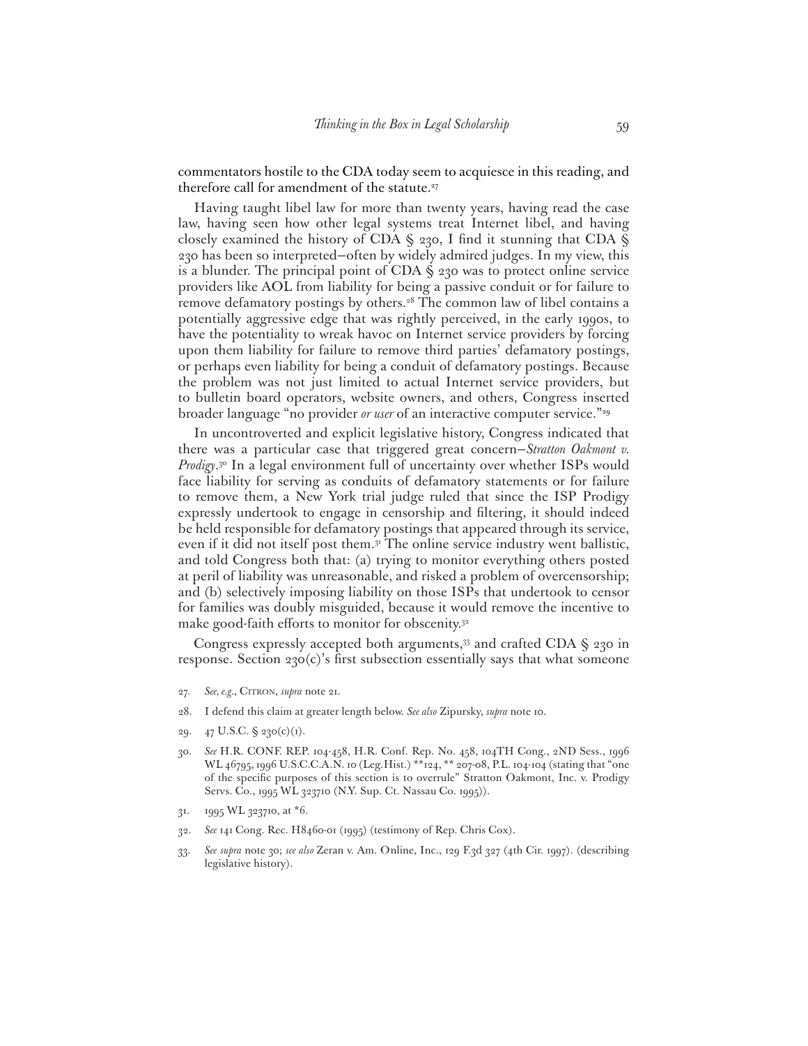commentators hostile to the CDA today seem to acquiesce in this reading, and therefore call for amendment of the statute.[27]

Having taught libel law for more than twenty years, having read the case law, having seen how other legal systems treat Internet libel, and having closely examined the history of CDA § 230, I find it stunning that CDA § 230 has been so interpreted—often by widely admired judges. In my view, this is a blunder. The principal point of CDA § 230 was to protect online service providers like AOL from liability for being a passive conduit or for failure to remove defamatory postings by others.[28] The common law of libel contains a potentially aggressive edge that was rightly perceived, in the early 1990s, to have the potentiality to wreak havoc on Internet service providers by forcing upon them liability for failure to remove third parties' defamatory postings, or perhaps even liability for being a conduit of defamatory postings. Because the problem was not just limited to actual Internet service providers, but to bulletin board operators, website owners, and others, Congress inserted broader language "no provider *or user* of an interactive computer service."[29]

In uncontroverted and explicit legislative history, Congress indicated that there was a particular case that triggered great concern—*Stratton Oakmont v. Prodigy*.[30] In a legal environment full of uncertainty over whether ISPs would face liability for serving as conduits of defamatory statements or for failure to remove them, a New York trial judge ruled that since the ISP Prodigy expressly undertook to engage in censorship and filtering, it should indeed be held responsible for defamatory postings that appeared through its service, even if it did not itself post them.[31] The online service industry went ballistic, and told Congress both that: (a) trying to monitor everything others posted at peril of liability was unreasonable, and risked a problem of overcensorship; and (b) selectively imposing liability on those ISPs that undertook to censor for families was doubly misguided, because it would remove the incentive to make good-faith efforts to monitor for obscenity.[32]

Congress expressly accepted both arguments,[33] and crafted CDA § 230 in response. Section 230(c)'s first subsection essentially says that what someone

27. *See, e.g.*, Citron, *supra* note 21.

28. I defend this claim at greater length below. *See also* Zipursky, *supra* note 10.

29. 47 U.S.C. § 230(c)(1).

30. *See* H.R. Conf. Rep. 104-458, H.R. Conf. Rep. No. 458, 104TH Cong., 2ND Sess., 1996 WL 46795, 1996 U.S.C.C.A.N. 10 (Leg.Hist.) **124, ** 207-08, P.L. 104-104 (stating that "one of the specific purposes of this section is to overrule" Stratton Oakmont, Inc. v. Prodigy Servs. Co., 1995 WL 323710 (N.Y. Sup. Ct. Nassau Co. 1995)).

31. 1995 WL 323710, at *6.

32. *See* 141 Cong. Rec. H8460-01 (1995) (testimony of Rep. Chris Cox).

33. *See supra* note 30; *see also* Zeran v. Am. Online, Inc., 129 F.3d 327 (4th Cir. 1997). (describing legislative history).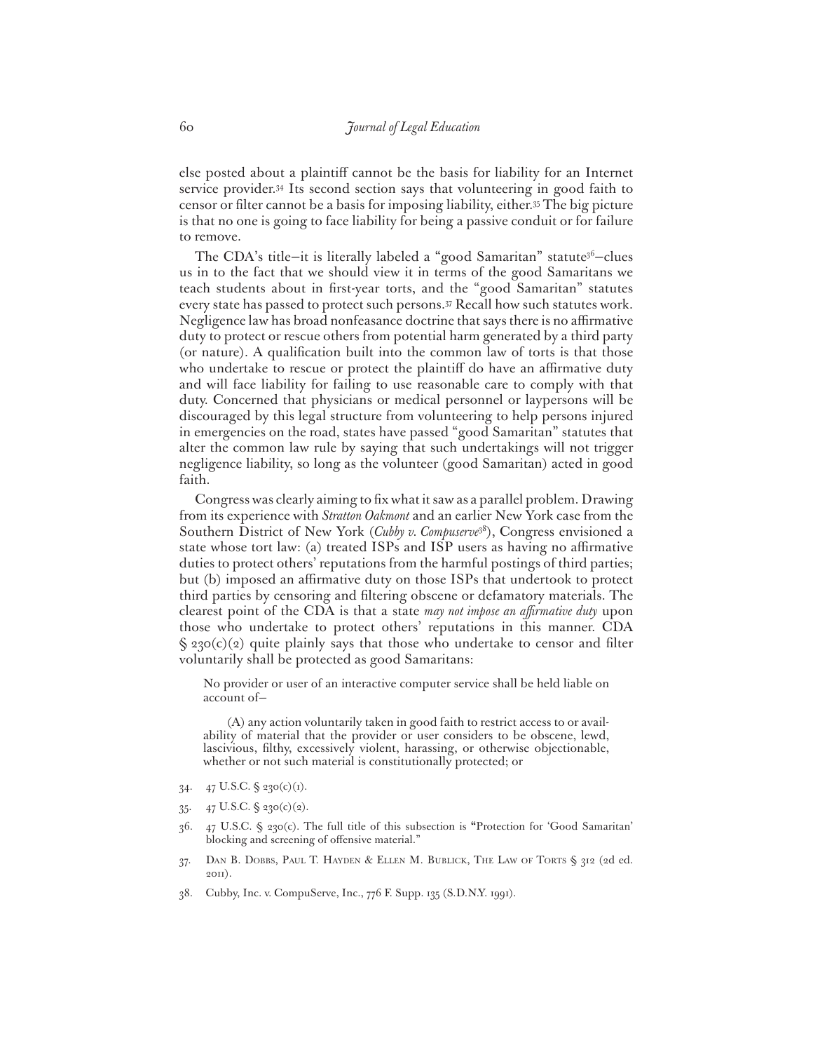else posted about a plaintiff cannot be the basis for liability for an Internet service provider.[34] Its second section says that volunteering in good faith to censor or filter cannot be a basis for imposing liability, either.[35] The big picture is that no one is going to face liability for being a passive conduit or for failure to remove.

The CDA's title—it is literally labeled a "good Samaritan" statute[36]—clues us in to the fact that we should view it in terms of the good Samaritans we teach students about in first-year torts, and the "good Samaritan" statutes every state has passed to protect such persons.[37] Recall how such statutes work. Negligence law has broad nonfeasance doctrine that says there is no affirmative duty to protect or rescue others from potential harm generated by a third party (or nature). A qualification built into the common law of torts is that those who undertake to rescue or protect the plaintiff do have an affirmative duty and will face liability for failing to use reasonable care to comply with that duty. Concerned that physicians or medical personnel or laypersons will be discouraged by this legal structure from volunteering to help persons injured in emergencies on the road, states have passed "good Samaritan" statutes that alter the common law rule by saying that such undertakings will not trigger negligence liability, so long as the volunteer (good Samaritan) acted in good faith.

Congress was clearly aiming to fix what it saw as a parallel problem. Drawing from its experience with *Stratton Oakmont* and an earlier New York case from the Southern District of New York (*Cubby v. Compuserve*[38]), Congress envisioned a state whose tort law: (a) treated ISPs and ISP users as having no affirmative duties to protect others' reputations from the harmful postings of third parties; but (b) imposed an affirmative duty on those ISPs that undertook to protect third parties by censoring and filtering obscene or defamatory materials. The clearest point of the CDA is that a state *may not impose an affirmative duty* upon those who undertake to protect others' reputations in this manner. CDA § 230(c)(2) quite plainly says that those who undertake to censor and filter voluntarily shall be protected as good Samaritans:

> No provider or user of an interactive computer service shall be held liable on account of—
>
> (A) any action voluntarily taken in good faith to restrict access to or availability of material that the provider or user considers to be obscene, lewd, lascivious, filthy, excessively violent, harassing, or otherwise objectionable, whether or not such material is constitutionally protected; or

34. 47 U.S.C. § 230(c)(1).

35. 47 U.S.C. § 230(c)(2).

36. 47 U.S.C. § 230(c). The full title of this subsection is "Protection for 'Good Samaritan' blocking and screening of offensive material."

37. Dan B. Dobbs, Paul T. Hayden & Ellen M. Bublick, The Law of Torts § 312 (2d ed. 2011).

38. Cubby, Inc. v. CompuServe, Inc., 776 F. Supp. 135 (S.D.N.Y. 1991).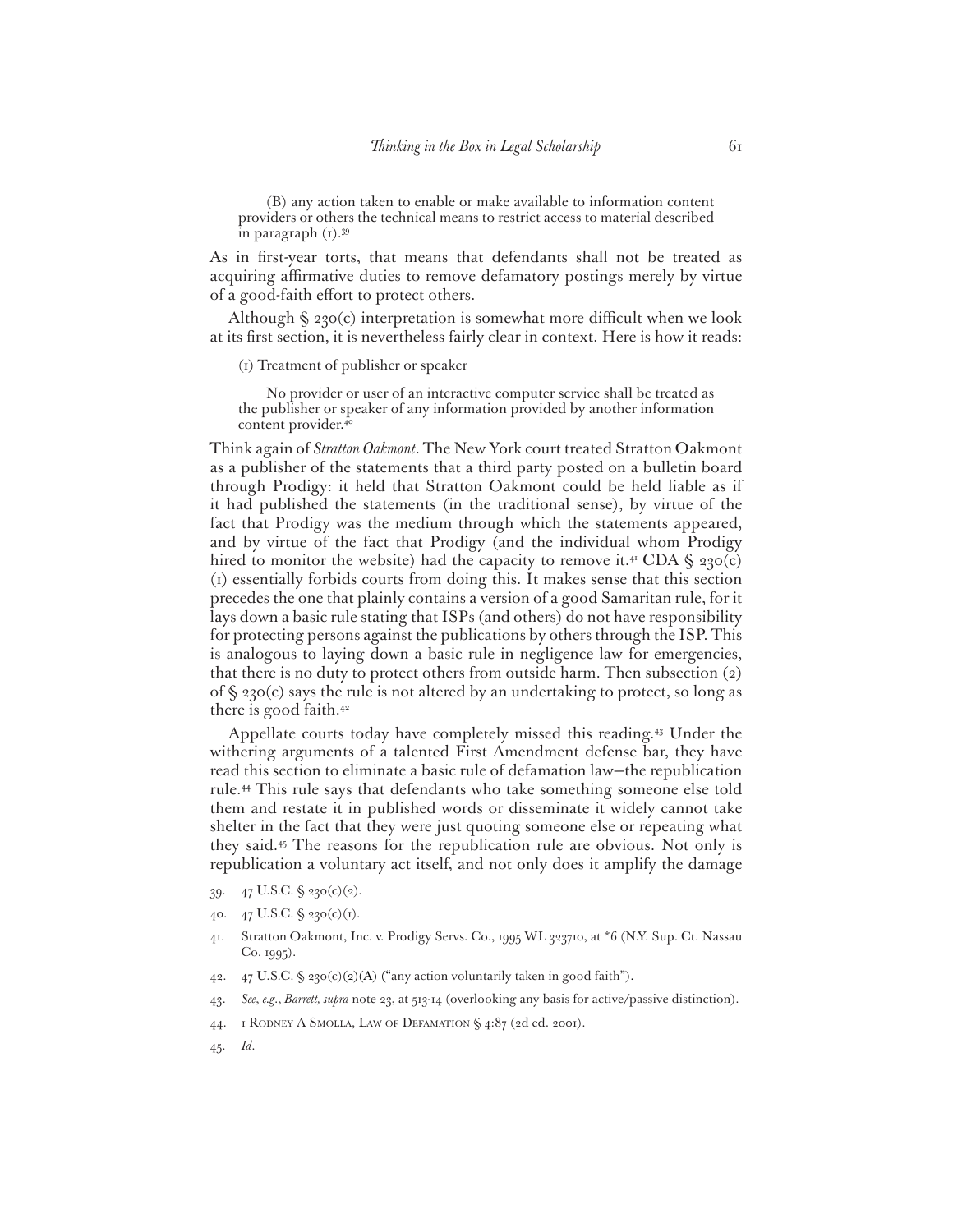> (B) any action taken to enable or make available to information content providers or others the technical means to restrict access to material described in paragraph (1).[39]

As in first-year torts, that means that defendants shall not be treated as acquiring affirmative duties to remove defamatory postings merely by virtue of a good-faith effort to protect others.

Although § 230(c) interpretation is somewhat more difficult when we look at its first section, it is nevertheless fairly clear in context. Here is how it reads:

> (1) Treatment of publisher or speaker
>
> No provider or user of an interactive computer service shall be treated as the publisher or speaker of any information provided by another information content provider.[40]

Think again of *Stratton Oakmont*. The New York court treated Stratton Oakmont as a publisher of the statements that a third party posted on a bulletin board through Prodigy: it held that Stratton Oakmont could be held liable as if it had published the statements (in the traditional sense), by virtue of the fact that Prodigy was the medium through which the statements appeared, and by virtue of the fact that Prodigy (and the individual whom Prodigy hired to monitor the website) had the capacity to remove it.[41] CDA § 230(c)(1) essentially forbids courts from doing this. It makes sense that this section precedes the one that plainly contains a version of a good Samaritan rule, for it lays down a basic rule stating that ISPs (and others) do not have responsibility for protecting persons against the publications by others through the ISP. This is analogous to laying down a basic rule in negligence law for emergencies, that there is no duty to protect others from outside harm. Then subsection (2) of § 230(c) says the rule is not altered by an undertaking to protect, so long as there is good faith.[42]

Appellate courts today have completely missed this reading.[43] Under the withering arguments of a talented First Amendment defense bar, they have read this section to eliminate a basic rule of defamation law—the republication rule.[44] This rule says that defendants who take something someone else told them and restate it in published words or disseminate it widely cannot take shelter in the fact that they were just quoting someone else or repeating what they said.[45] The reasons for the republication rule are obvious. Not only is republication a voluntary act itself, and not only does it amplify the damage

39. 47 U.S.C. § 230(c)(2).

40. 47 U.S.C. § 230(c)(1).

41. Stratton Oakmont, Inc. v. Prodigy Servs. Co., 1995 WL 323710, at *6 (N.Y. Sup. Ct. Nassau Co. 1995).

42. 47 U.S.C. § 230(c)(2)(A) ("any action voluntarily taken in good faith").

43. *See*, *e.g.*, *Barrett, supra* note 23, at 513-14 (overlooking any basis for active/passive distinction).

44. 1 Rodney A Smolla, Law of Defamation § 4:87 (2d ed. 2001).

45. *Id*.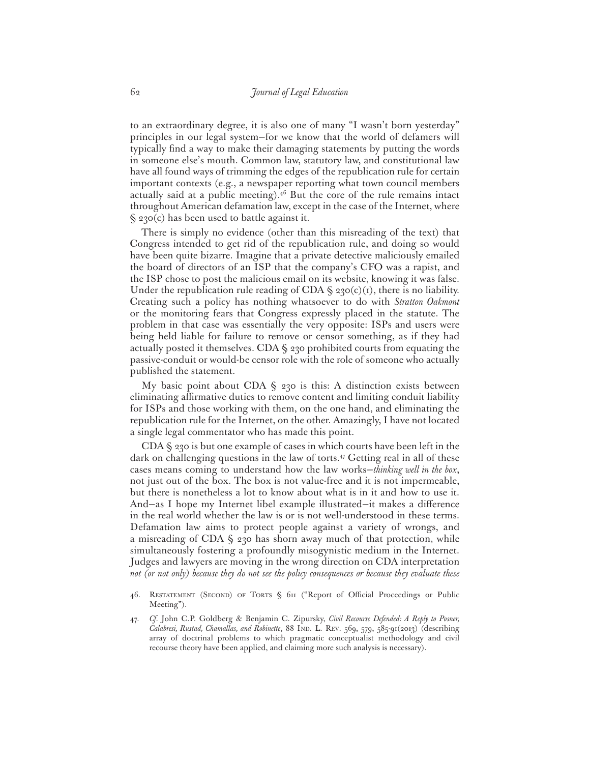to an extraordinary degree, it is also one of many "I wasn't born yesterday" principles in our legal system—for we know that the world of defamers will typically find a way to make their damaging statements by putting the words in someone else's mouth. Common law, statutory law, and constitutional law have all found ways of trimming the edges of the republication rule for certain important contexts (e.g., a newspaper reporting what town council members actually said at a public meeting).[46] But the core of the rule remains intact throughout American defamation law, except in the case of the Internet, where § 230(c) has been used to battle against it.

There is simply no evidence (other than this misreading of the text) that Congress intended to get rid of the republication rule, and doing so would have been quite bizarre. Imagine that a private detective maliciously emailed the board of directors of an ISP that the company's CFO was a rapist, and the ISP chose to post the malicious email on its website, knowing it was false. Under the republication rule reading of CDA § 230(c)(1), there is no liability. Creating such a policy has nothing whatsoever to do with *Stratton Oakmont* or the monitoring fears that Congress expressly placed in the statute. The problem in that case was essentially the very opposite: ISPs and users were being held liable for failure to remove or censor something, as if they had actually posted it themselves. CDA § 230 prohibited courts from equating the passive-conduit or would-be censor role with the role of someone who actually published the statement.

My basic point about CDA § 230 is this: A distinction exists between eliminating affirmative duties to remove content and limiting conduit liability for ISPs and those working with them, on the one hand, and eliminating the republication rule for the Internet, on the other. Amazingly, I have not located a single legal commentator who has made this point.

CDA § 230 is but one example of cases in which courts have been left in the dark on challenging questions in the law of torts.[47] Getting real in all of these cases means coming to understand how the law works—*thinking well in the box*, not just out of the box. The box is not value-free and it is not impermeable, but there is nonetheless a lot to know about what is in it and how to use it. And—as I hope my Internet libel example illustrated—it makes a difference in the real world whether the law is or is not well-understood in these terms. Defamation law aims to protect people against a variety of wrongs, and a misreading of CDA § 230 has shorn away much of that protection, while simultaneously fostering a profoundly misogynistic medium in the Internet. Judges and lawyers are moving in the wrong direction on CDA interpretation *not (or not only) because they do not see the policy consequences or because they evaluate these*

46. Restatement (Second) of Torts § 611 ("Report of Official Proceedings or Public Meeting").

47. *Cf.* John C.P. Goldberg & Benjamin C. Zipursky, *Civil Recourse Defended: A Reply to Posner, Calabresi, Rustad, Chamallas, and Robinette*, 88 Ind. L. Rev. 569, 579, 585-91(2013) (describing array of doctrinal problems to which pragmatic conceptualist methodology and civil recourse theory have been applied, and claiming more such analysis is necessary).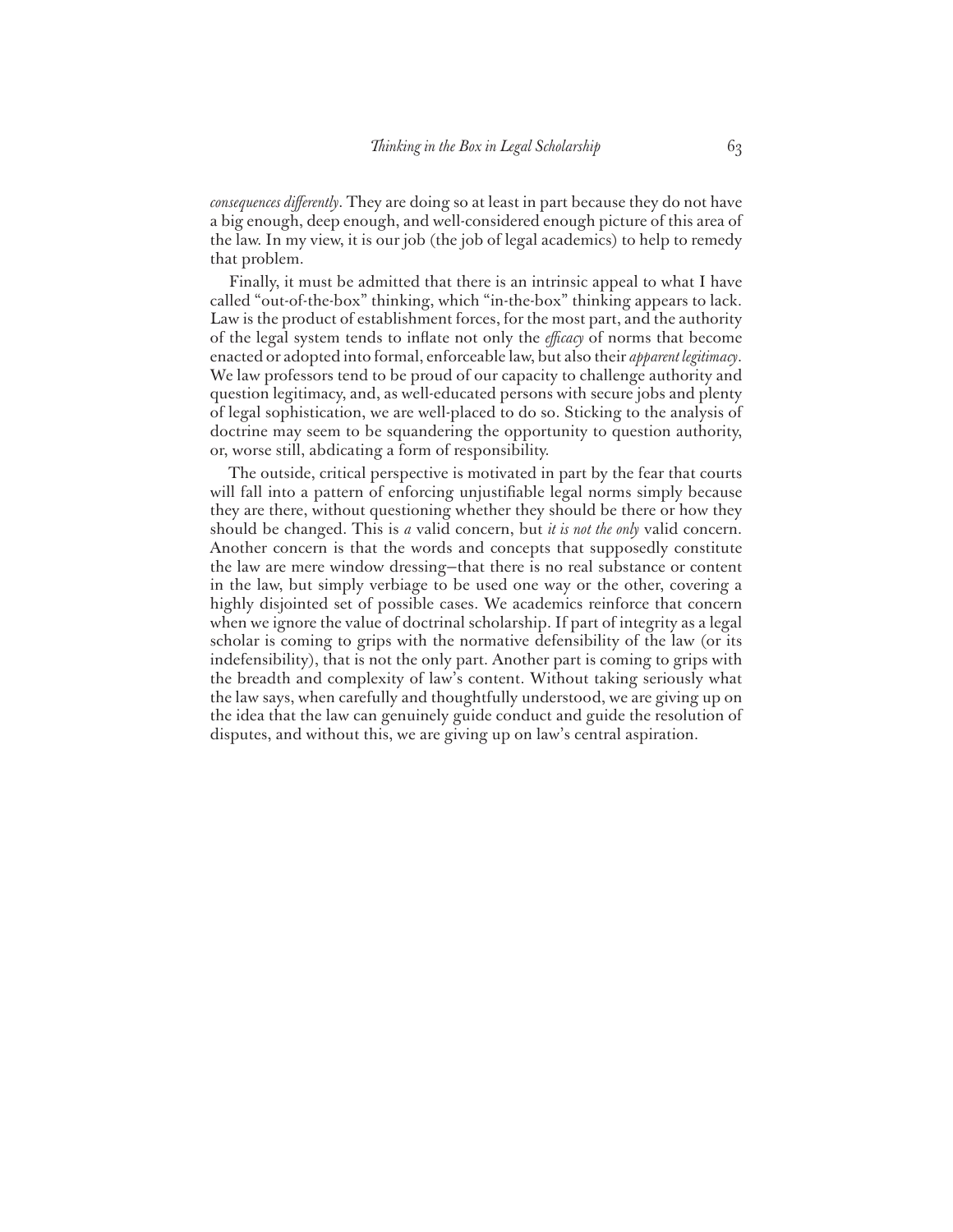*consequences differently*. They are doing so at least in part because they do not have a big enough, deep enough, and well-considered enough picture of this area of the law. In my view, it is our job (the job of legal academics) to help to remedy that problem.

Finally, it must be admitted that there is an intrinsic appeal to what I have called "out-of-the-box" thinking, which "in-the-box" thinking appears to lack. Law is the product of establishment forces, for the most part, and the authority of the legal system tends to inflate not only the *efficacy* of norms that become enacted or adopted into formal, enforceable law, but also their *apparent legitimacy*. We law professors tend to be proud of our capacity to challenge authority and question legitimacy, and, as well-educated persons with secure jobs and plenty of legal sophistication, we are well-placed to do so. Sticking to the analysis of doctrine may seem to be squandering the opportunity to question authority, or, worse still, abdicating a form of responsibility.

The outside, critical perspective is motivated in part by the fear that courts will fall into a pattern of enforcing unjustifiable legal norms simply because they are there, without questioning whether they should be there or how they should be changed. This is *a* valid concern, but *it is not the only* valid concern. Another concern is that the words and concepts that supposedly constitute the law are mere window dressing—that there is no real substance or content in the law, but simply verbiage to be used one way or the other, covering a highly disjointed set of possible cases. We academics reinforce that concern when we ignore the value of doctrinal scholarship. If part of integrity as a legal scholar is coming to grips with the normative defensibility of the law (or its indefensibility), that is not the only part. Another part is coming to grips with the breadth and complexity of law's content. Without taking seriously what the law says, when carefully and thoughtfully understood, we are giving up on the idea that the law can genuinely guide conduct and guide the resolution of disputes, and without this, we are giving up on law's central aspiration.